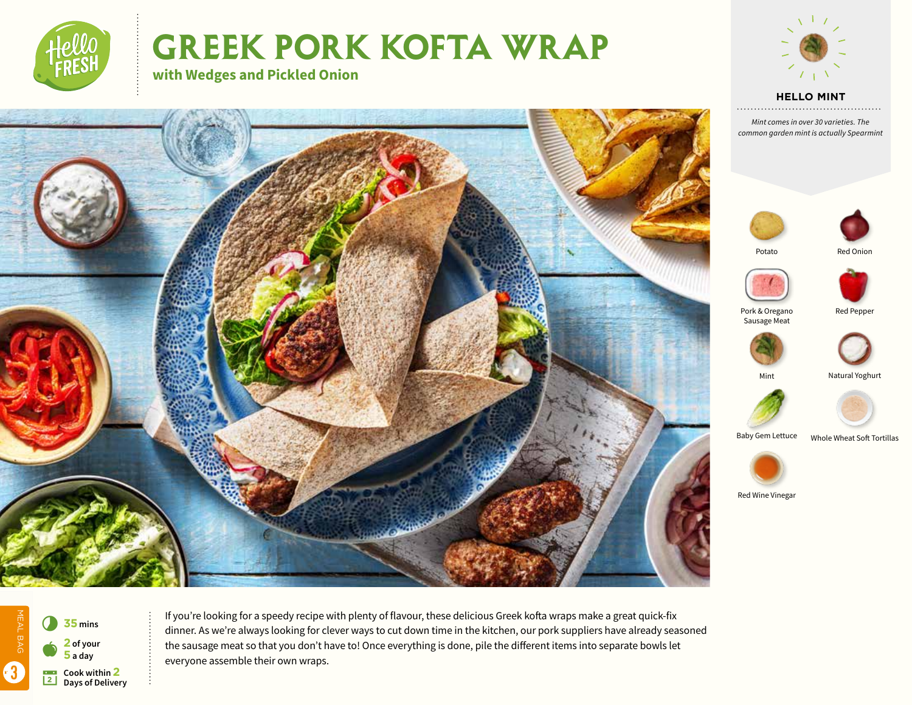# GREEK PORK KOFTA WRAP

**with Wedges and Pickled Onion**

### HELLO MINT

*Mint comes in over 30 varieties. The common garden mint is actually Spearmint*

- Potato
- Red Onion
- Pork & Oregano Sausage Meat
- Red Pepper
- Mint
- Natural Yoghurt
- Baby Gem Lettuce
- Whole Wheat Soft Tortillas
- Red Wine Vinegar

MEAL BAG 3

**35** mins

**2** of your **5** a day

Cook within **2** Days of Delivery

If you're looking for a speedy recipe with plenty of flavour, these delicious Greek kofta wraps make a great quick-fix dinner. As we're always looking for clever ways to cut down time in the kitchen, our pork suppliers have already seasoned the sausage meat so that you don't have to! Once everything is done, pile the different items into separate bowls let everyone assemble their own wraps.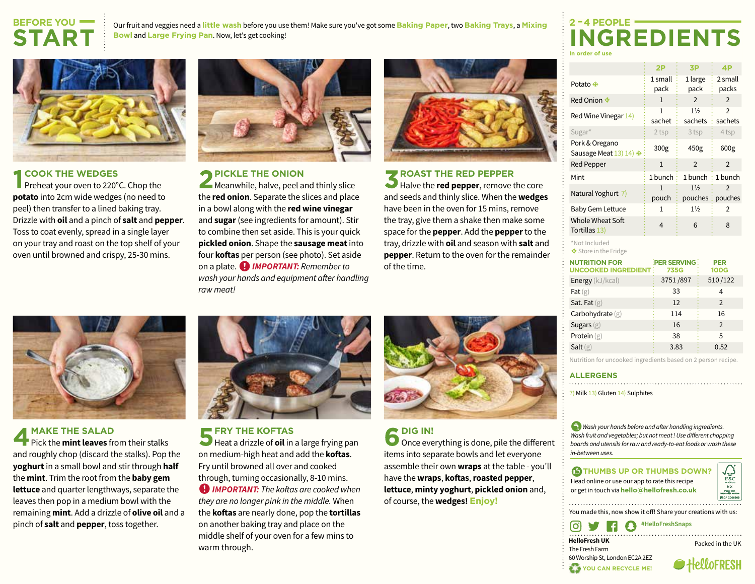## BEFORE YOU START

Our fruit and veggies need a **little wash** before you use them! Make sure you've got some **Baking Paper**, two **Baking Trays**, a **Mixing Bowl** and **Large Frying Pan**. Now, let's get cooking!

### 1 COOK THE WEDGES

Preheat your oven to 220°C. Chop the **potato** into 2cm wide wedges (no need to peel) then transfer to a lined baking tray. Drizzle with **oil** and a pinch of **salt** and **pepper**. Toss to coat evenly, spread in a single layer on your tray and roast on the top shelf of your oven until browned and crispy, 25-30 mins.

### 2 PICKLE THE ONION

Meanwhile, halve, peel and thinly slice the **red onion**. Separate the slices and place in a bowl along with the **red wine vinegar** and **sugar** (see ingredients for amount). Stir to combine then set aside. This is your quick **pickled onion**. Shape the **sausage meat** into four **koftas** per person (see photo). Set aside on a plate. ***IMPORTANT:*** *Remember to wash your hands and equipment after handling raw meat!*

### 3 ROAST THE RED PEPPER

Halve the **red pepper**, remove the core and seeds and thinly slice. When the **wedges** have been in the oven for 15 mins, remove the tray, give them a shake then make some space for the **pepper**. Add the **pepper** to the tray, drizzle with **oil** and season with **salt** and **pepper**. Return to the oven for the remainder of the time.

### 4 MAKE THE SALAD

Pick the **mint leaves** from their stalks and roughly chop (discard the stalks). Pop the **yoghurt** in a small bowl and stir through **half** the **mint**. Trim the root from the **baby gem lettuce** and quarter lengthways, separate the leaves then pop in a medium bowl with the remaining **mint**. Add a drizzle of **olive oil** and a pinch of **salt** and **pepper**, toss together.

### 5 FRY THE KOFTAS

Heat a drizzle of **oil** in a large frying pan on medium-high heat and add the **koftas**. Fry until browned all over and cooked through, turning occasionally, 8-10 mins. ***IMPORTANT:*** *The koftas are cooked when they are no longer pink in the middle.* When the **koftas** are nearly done, pop the **tortillas** on another baking tray and place on the middle shelf of your oven for a few mins to warm through.

### 6 DIG IN!

Once everything is done, pile the different items into separate bowls and let everyone assemble their own **wraps** at the table - you'll have the **wraps**, **koftas**, **roasted pepper**, **lettuce**, **minty yoghurt**, **pickled onion** and, of course, the **wedges**! **Enjoy!**

## 2 - 4 PEOPLE INGREDIENTS

In order of use

| | 2P | 3P | 4P |
|---|---|---|---|
| Potato ❄ | 1 small pack | 1 large pack | 2 small packs |
| Red Onion ❄ | 1 | 2 | 2 |
| Red Wine Vinegar 14) | 1 sachet | 1½ sachets | 2 sachets |
| Sugar* | 2 tsp | 3 tsp | 4 tsp |
| Pork & Oregano Sausage Meat 13) 14) ❄ | 300g | 450g | 600g |
| Red Pepper | 1 | 2 | 2 |
| Mint | 1 bunch | 1 bunch | 1 bunch |
| Natural Yoghurt 7) | 1 pouch | 1½ pouches | 2 pouches |
| Baby Gem Lettuce | 1 | 1½ | 2 |
| Whole Wheat Soft Tortillas 13) | 4 | 6 | 8 |

*Not Included
❄ Store in the Fridge

| NUTRITION FOR UNCOOKED INGREDIENT | PER SERVING 735G | PER 100G |
|---|---|---|
| Energy (kJ/kcal) | 3751 /897 | 510 /122 |
| Fat (g) | 33 | 4 |
| Sat. Fat (g) | 12 | 2 |
| Carbohydrate (g) | 114 | 16 |
| Sugars (g) | 16 | 2 |
| Protein (g) | 38 | 5 |
| Salt (g) | 3.83 | 0.52 |

Nutrition for uncooked ingredients based on 2 person recipe.

### ALLERGENS

7) Milk 13) Gluten 14) Sulphites

*Wash your hands before and after handling ingredients. Wash fruit and vegetables; but not meat! Use different chopping boards and utensils for raw and ready-to-eat foods or wash these in-between uses.*

### THUMBS UP OR THUMBS DOWN?

Head online or use our app to rate this recipe or get in touch via **hello@hellofresh.co.uk**

You made this, now show it off! Share your creations with us:

#HelloFreshSnaps

**HelloFresh UK**
The Fresh Farm
60 Worship St, London EC2A 2EZ

Packed in the UK

YOU CAN RECYCLE ME!